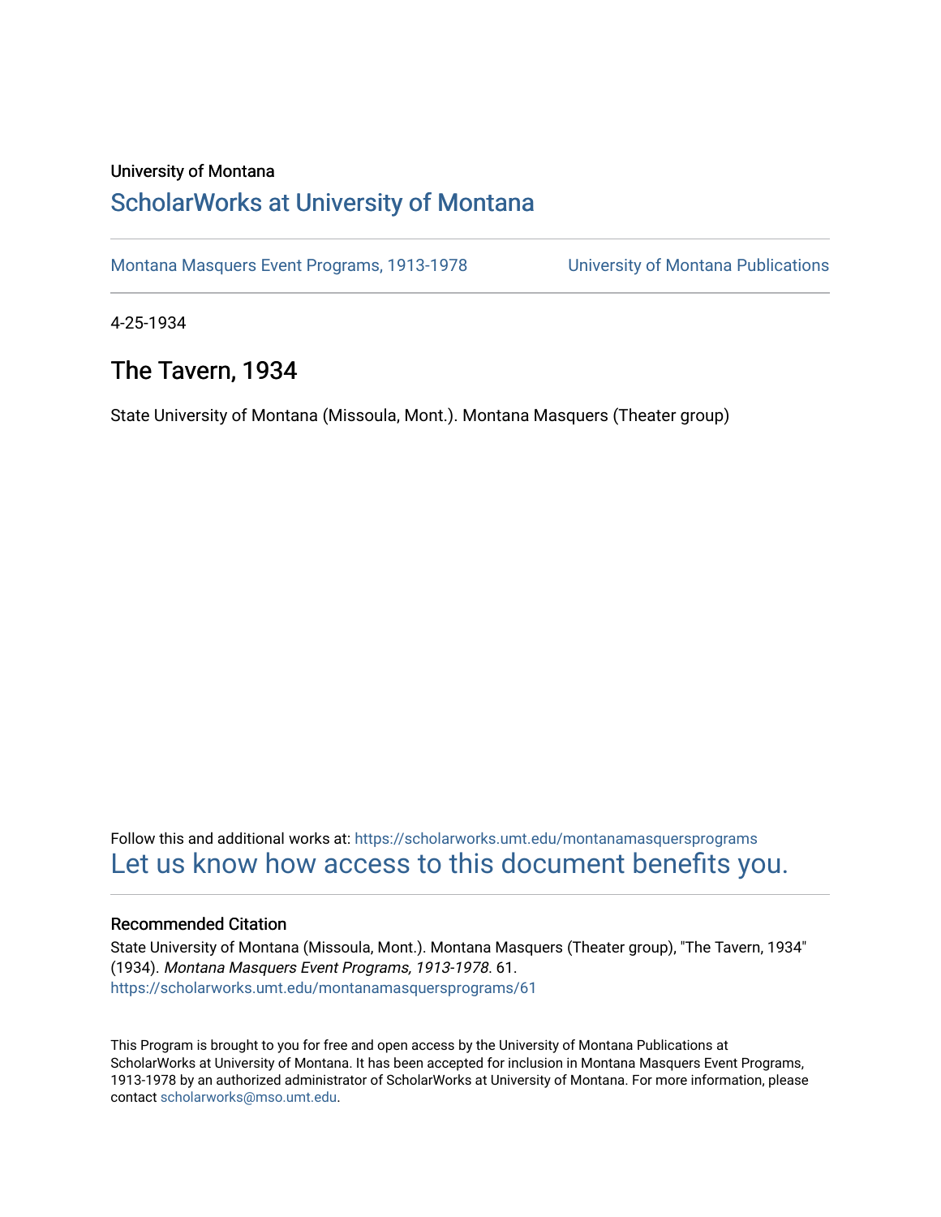University of Montana

# ScholarWorks at University of Montana

Montana Masquers Event Programs, 1913-1978 University of Montana Publications

4-25-1934

## The Tavern, 1934

State University of Montana (Missoula, Mont.). Montana Masquers (Theater group)

Follow this and additional works at: https://scholarworks.umt.edu/montanamasquersprograms

Let us know how access to this document benefits you.

### Recommended Citation

State University of Montana (Missoula, Mont.). Montana Masquers (Theater group), "The Tavern, 1934" (1934). *Montana Masquers Event Programs, 1913-1978*. 61.
https://scholarworks.umt.edu/montanamasquersprograms/61

This Program is brought to you for free and open access by the University of Montana Publications at ScholarWorks at University of Montana. It has been accepted for inclusion in Montana Masquers Event Programs, 1913-1978 by an authorized administrator of ScholarWorks at University of Montana. For more information, please contact scholarworks@mso.umt.edu.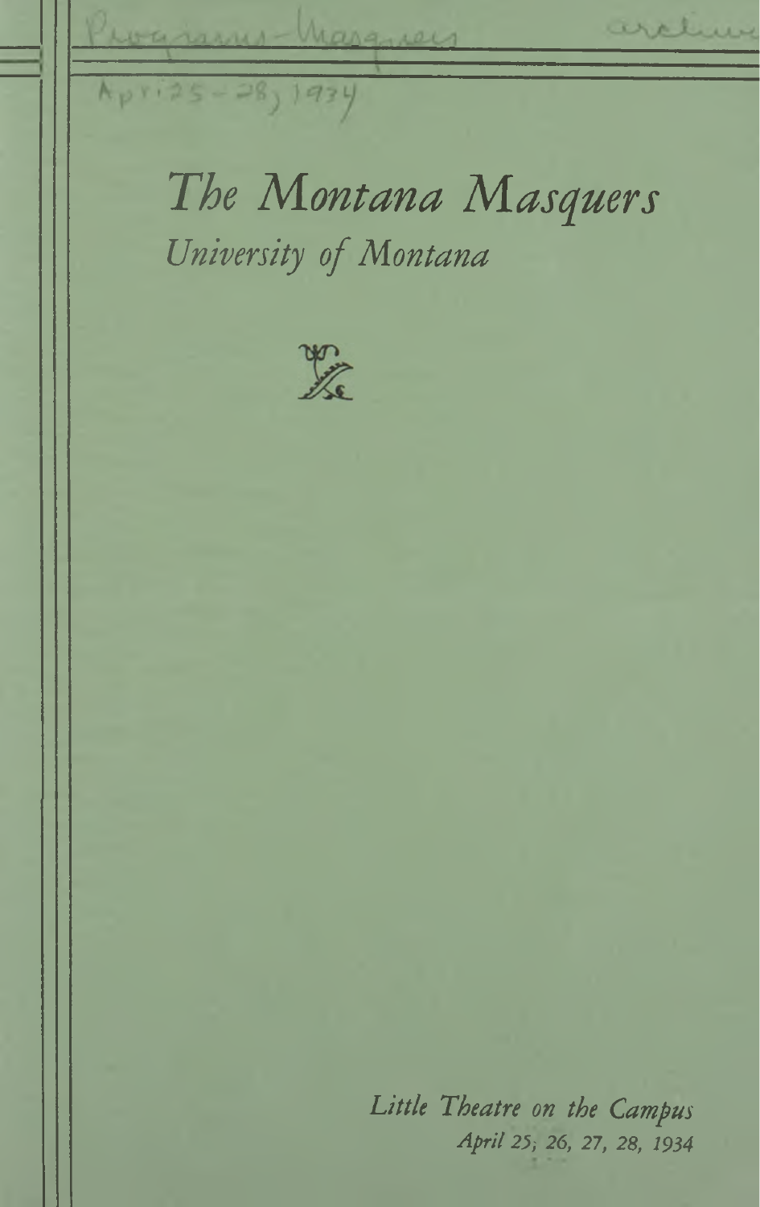Programs-Masquers archive

April 25-28, 1934

# *The Montana Masquers*

## *University of Montana*

*Little Theatre on the Campus*

*April 25, 26, 27, 28, 1934*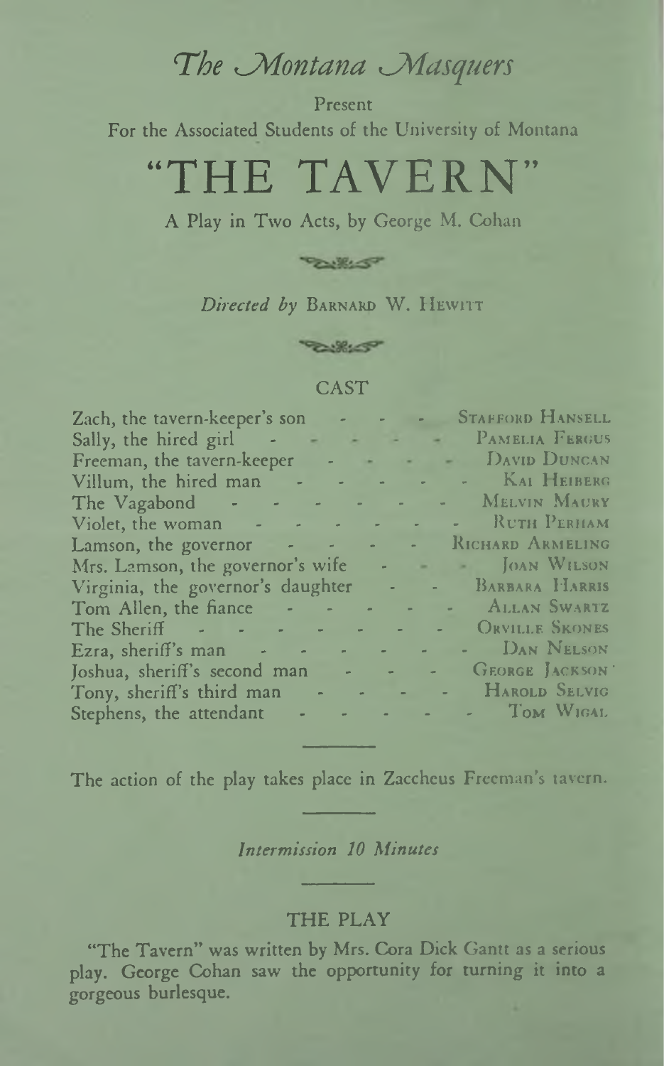# *The Montana Masquers*

Present

For the Associated Students of the University of Montana

# "THE TAVERN"

A Play in Two Acts, by George M. Cohan

*Directed by* Barnard W. Hewitt

## CAST

| | |
|---|---|
| Zach, the tavern-keeper's son | Stafford Hansell |
| Sally, the hired girl | Pamelia Fergus |
| Freeman, the tavern-keeper | David Duncan |
| Villum, the hired man | Kai Heiberg |
| The Vagabond | Melvin Maury |
| Violet, the woman | Ruth Perham |
| Lamson, the governor | Richard Armeling |
| Mrs. Lamson, the governor's wife | Joan Wilson |
| Virginia, the governor's daughter | Barbara Harris |
| Tom Allen, the fiance | Allan Swartz |
| The Sheriff | Orville Skones |
| Ezra, sheriff's man | Dan Nelson |
| Joshua, sheriff's second man | George Jackson |
| Tony, sheriff's third man | Harold Selvig |
| Stephens, the attendant | Tom Wigal |

The action of the play takes place in Zaccheus Freeman's tavern.

*Intermission 10 Minutes*

## THE PLAY

"The Tavern" was written by Mrs. Cora Dick Gantt as a serious play. George Cohan saw the opportunity for turning it into a gorgeous burlesque.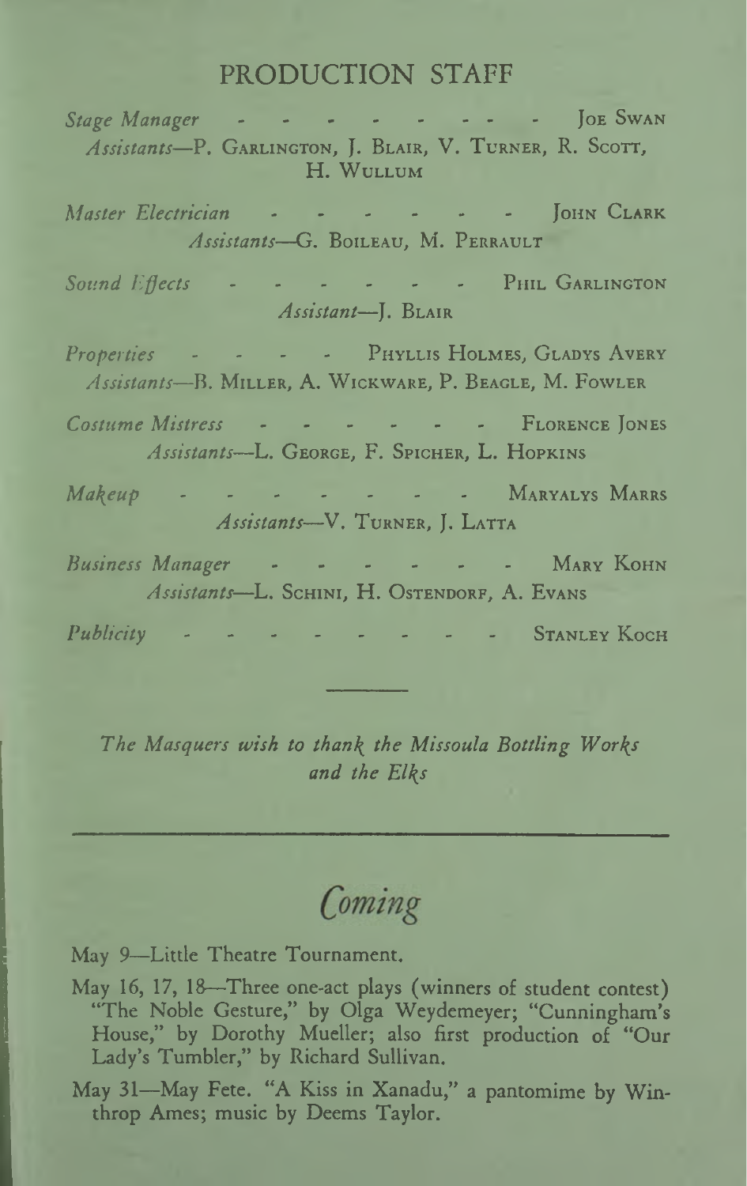## PRODUCTION STAFF

*Stage Manager* - - - - - - - - - JOE SWAN

*Assistants*—P. GARLINGTON, J. BLAIR, V. TURNER, R. SCOTT, H. WULLUM

*Master Electrician* - - - - - - - JOHN CLARK

*Assistants*—G. BOILEAU, M. PERRAULT

*Sound Effects* - - - - - - - PHIL GARLINGTON

*Assistant*—J. BLAIR

*Properties* - - - - PHYLLIS HOLMES, GLADYS AVERY

*Assistants*—B. MILLER, A. WICKWARE, P. BEAGLE, M. FOWLER

*Costume Mistress* - - - - - - - FLORENCE JONES

*Assistants*—L. GEORGE, F. SPICHER, L. HOPKINS

*Makeup* - - - - - - - - MARYALYS MARRS

*Assistants*—V. TURNER, J. LATTA

*Business Manager* - - - - - - - MARY KOHN

*Assistants*—L. SCHINI, H. OSTENDORF, A. EVANS

*Publicity* - - - - - - - - - STANLEY KOCH

---

*The Masquers wish to thank the Missoula Bottling Works and the Elks*

---

## *Coming*

May 9—Little Theatre Tournament.

May 16, 17, 18—Three one-act plays (winners of student contest) "The Noble Gesture," by Olga Weydemeyer; "Cunningham's House," by Dorothy Mueller; also first production of "Our Lady's Tumbler," by Richard Sullivan.

May 31—May Fete. "A Kiss in Xanadu," a pantomime by Winthrop Ames; music by Deems Taylor.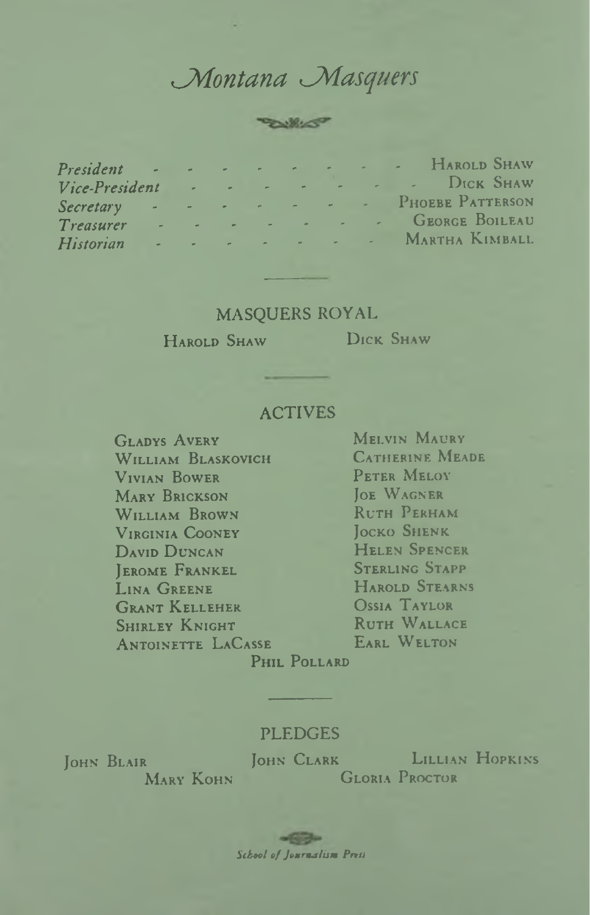# *Montana Masquers*

| | |
|---|---|
| *President* | Harold Shaw |
| *Vice-President* | Dick Shaw |
| *Secretary* | Phoebe Patterson |
| *Treasurer* | George Boileau |
| *Historian* | Martha Kimball |

## MASQUERS ROYAL

Harold Shaw
Dick Shaw

## ACTIVES

Gladys Avery
William Blaskovich
Vivian Bower
Mary Brickson
William Brown
Virginia Cooney
David Duncan
Jerome Frankel
Lina Greene
Grant Kelleher
Shirley Knight
Antoinette LaCasse
Melvin Maury
Catherine Meade
Peter Meloy
Joe Wagner
Ruth Perham
Jocko Shenk
Helen Spencer
Sterling Stapp
Harold Stearns
Ossia Taylor
Ruth Wallace
Earl Welton
Phil Pollard

## PLEDGES

John Blair
John Clark
Lillian Hopkins
Mary Kohn
Gloria Proctor

*School of Journalism Press*